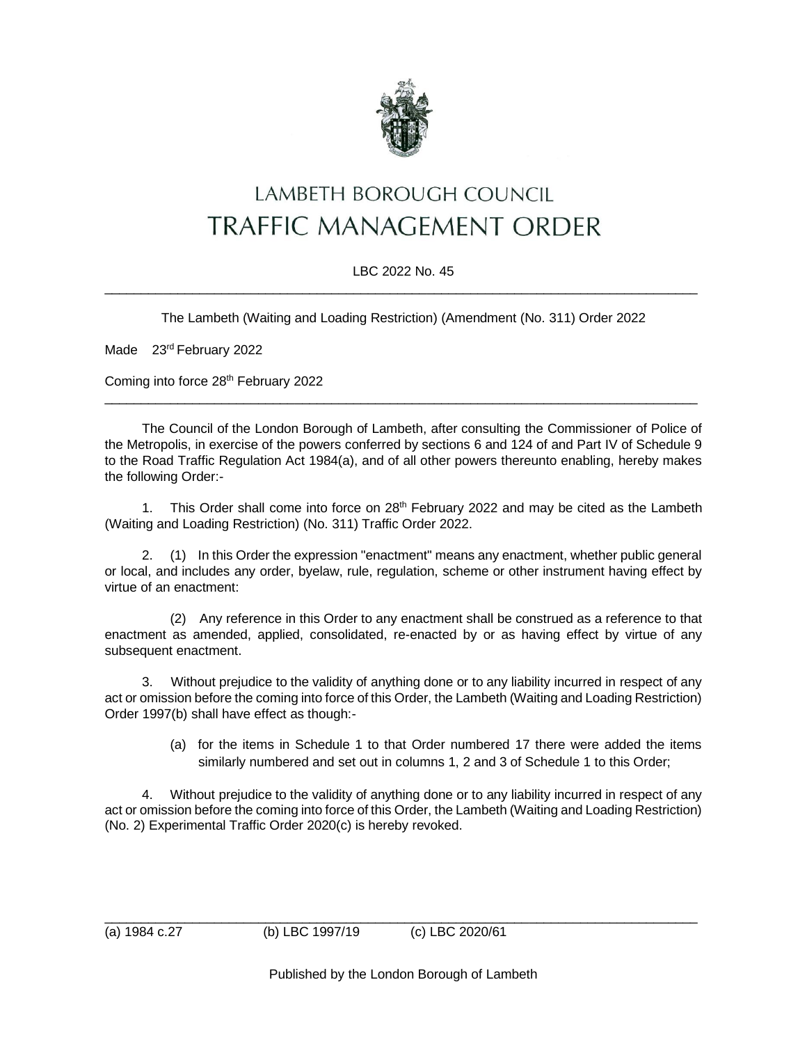# LAMBETH BOROUGH COUNCIL
# TRAFFIC MANAGEMENT ORDER

LBC 2022 No. 45

---

The Lambeth (Waiting and Loading Restriction) (Amendment (No. 311) Order 2022

Made 23rd February 2022

Coming into force 28th February 2022

---

The Council of the London Borough of Lambeth, after consulting the Commissioner of Police of the Metropolis, in exercise of the powers conferred by sections 6 and 124 of and Part IV of Schedule 9 to the Road Traffic Regulation Act 1984(a), and of all other powers thereunto enabling, hereby makes the following Order:-

1. This Order shall come into force on 28th February 2022 and may be cited as the Lambeth (Waiting and Loading Restriction) (No. 311) Traffic Order 2022.

2. (1) In this Order the expression "enactment" means any enactment, whether public general or local, and includes any order, byelaw, rule, regulation, scheme or other instrument having effect by virtue of an enactment:

   (2) Any reference in this Order to any enactment shall be construed as a reference to that enactment as amended, applied, consolidated, re-enacted by or as having effect by virtue of any subsequent enactment.

3. Without prejudice to the validity of anything done or to any liability incurred in respect of any act or omission before the coming into force of this Order, the Lambeth (Waiting and Loading Restriction) Order 1997(b) shall have effect as though:-

   (a) for the items in Schedule 1 to that Order numbered 17 there were added the items similarly numbered and set out in columns 1, 2 and 3 of Schedule 1 to this Order;

4. Without prejudice to the validity of anything done or to any liability incurred in respect of any act or omission before the coming into force of this Order, the Lambeth (Waiting and Loading Restriction) (No. 2) Experimental Traffic Order 2020(c) is hereby revoked.

---

(a) 1984 c.27 (b) LBC 1997/19 (c) LBC 2020/61

Published by the London Borough of Lambeth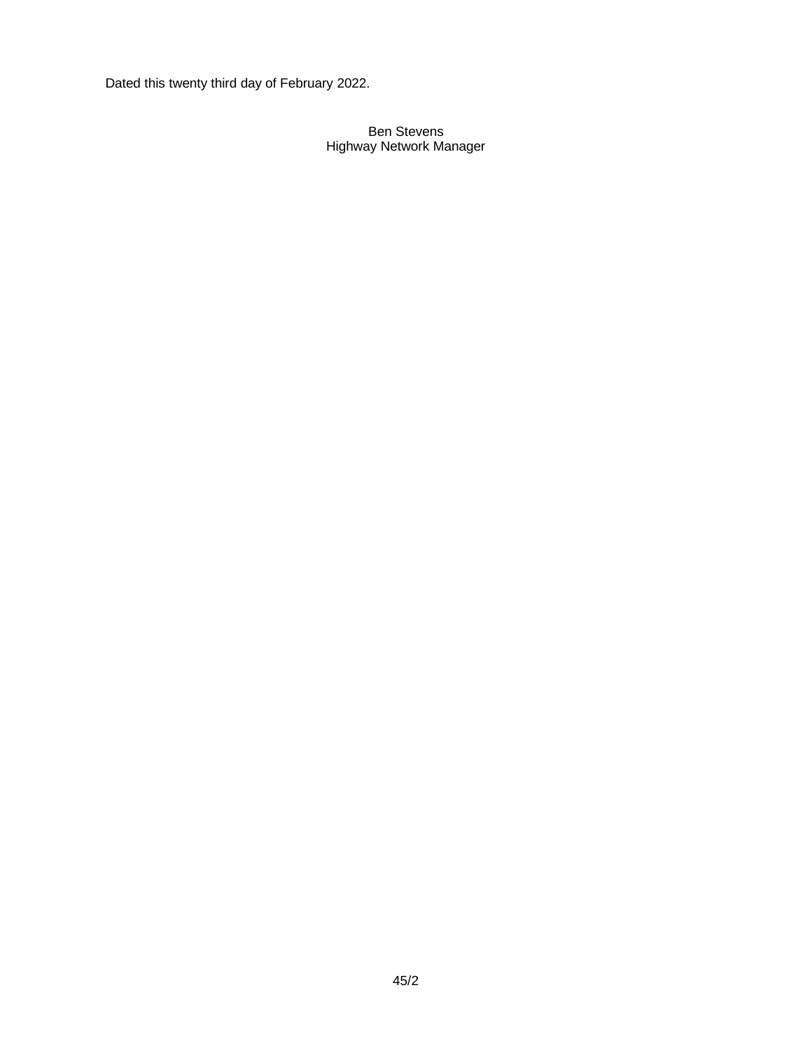Dated this twenty third day of February 2022.

Ben Stevens
Highway Network Manager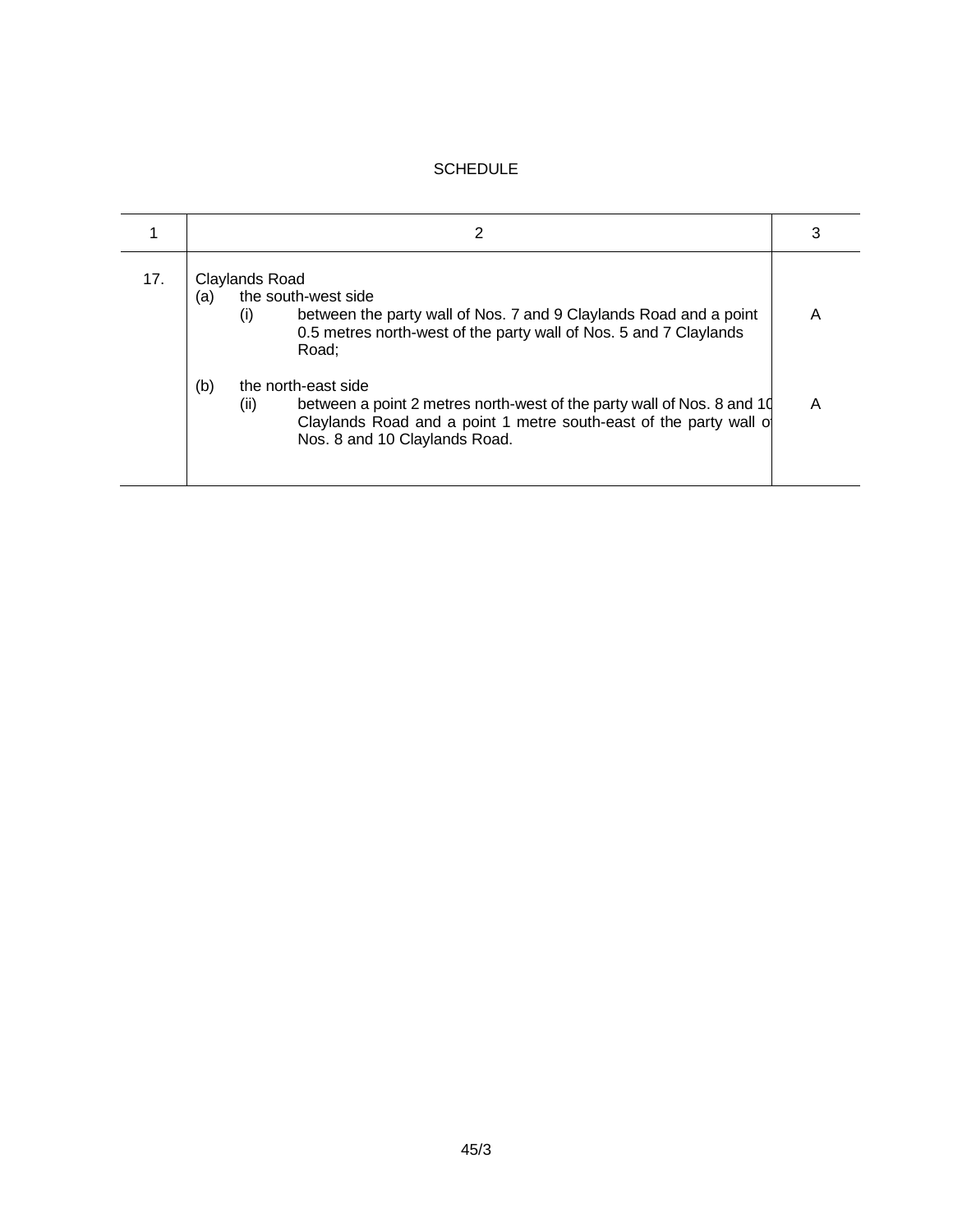SCHEDULE

| 1 | 2 | 3 |
|---|---|---|
| 17. | Claylands Road<br>(a) the south-west side<br>(i) between the party wall of Nos. 7 and 9 Claylands Road and a point 0.5 metres north-west of the party wall of Nos. 5 and 7 Claylands Road; | A |
| | (b) the north-east side<br>(ii) between a point 2 metres north-west of the party wall of Nos. 8 and 10 Claylands Road and a point 1 metre south-east of the party wall of Nos. 8 and 10 Claylands Road. | A |